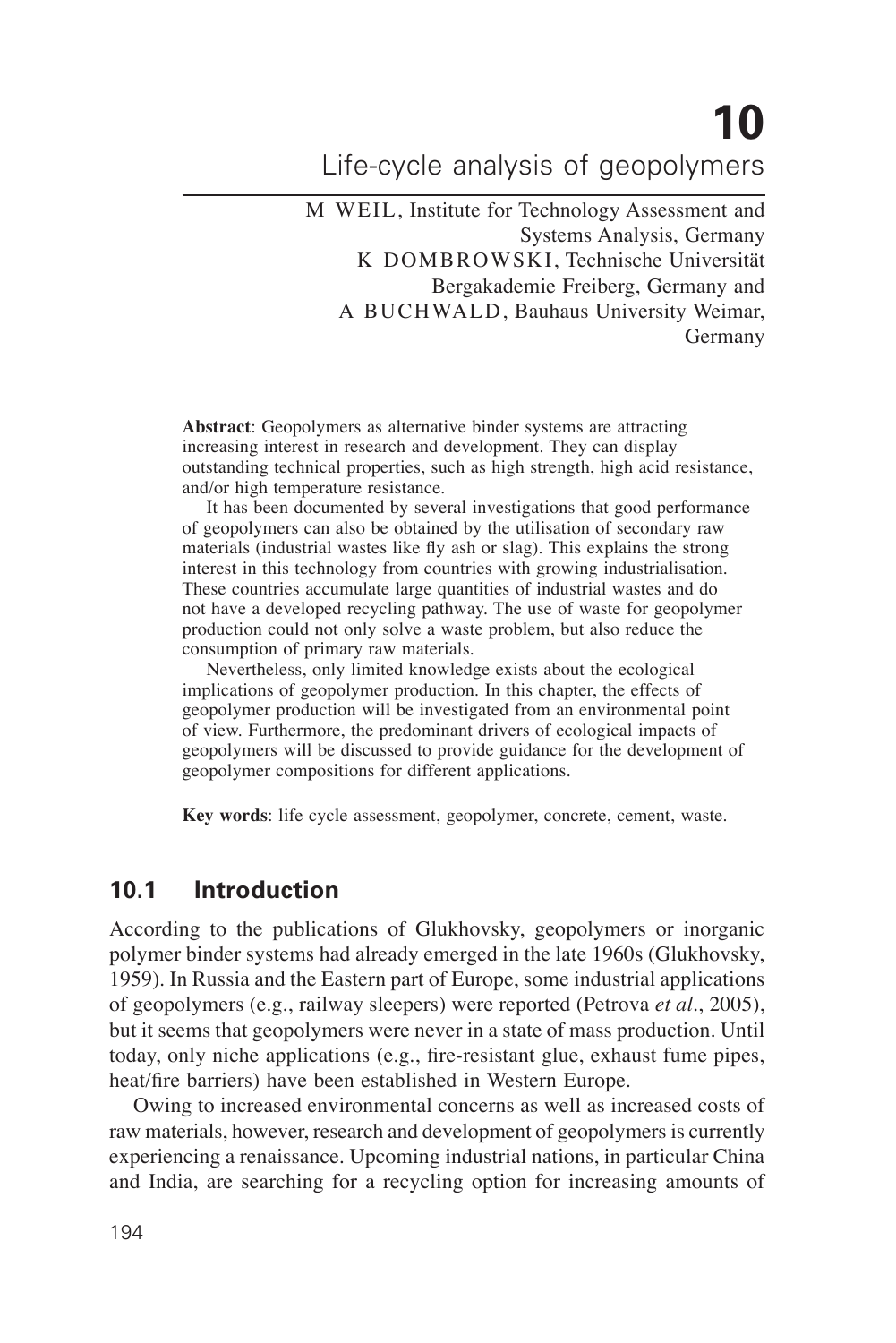# 10
# Life-cycle analysis of geopolymers

M WEIL, Institute for Technology Assessment and Systems Analysis, Germany
K DOMBROWSKI, Technische Universität Bergakademie Freiberg, Germany and
A BUCHWALD, Bauhaus University Weimar, Germany

**Abstract**: Geopolymers as alternative binder systems are attracting increasing interest in research and development. They can display outstanding technical properties, such as high strength, high acid resistance, and/or high temperature resistance.

It has been documented by several investigations that good performance of geopolymers can also be obtained by the utilisation of secondary raw materials (industrial wastes like fly ash or slag). This explains the strong interest in this technology from countries with growing industrialisation. These countries accumulate large quantities of industrial wastes and do not have a developed recycling pathway. The use of waste for geopolymer production could not only solve a waste problem, but also reduce the consumption of primary raw materials.

Nevertheless, only limited knowledge exists about the ecological implications of geopolymer production. In this chapter, the effects of geopolymer production will be investigated from an environmental point of view. Furthermore, the predominant drivers of ecological impacts of geopolymers will be discussed to provide guidance for the development of geopolymer compositions for different applications.

**Key words**: life cycle assessment, geopolymer, concrete, cement, waste.

## 10.1 Introduction

According to the publications of Glukhovsky, geopolymers or inorganic polymer binder systems had already emerged in the late 1960s (Glukhovsky, 1959). In Russia and the Eastern part of Europe, some industrial applications of geopolymers (e.g., railway sleepers) were reported (Petrova *et al*., 2005), but it seems that geopolymers were never in a state of mass production. Until today, only niche applications (e.g., fire-resistant glue, exhaust fume pipes, heat/fire barriers) have been established in Western Europe.

Owing to increased environmental concerns as well as increased costs of raw materials, however, research and development of geopolymers is currently experiencing a renaissance. Upcoming industrial nations, in particular China and India, are searching for a recycling option for increasing amounts of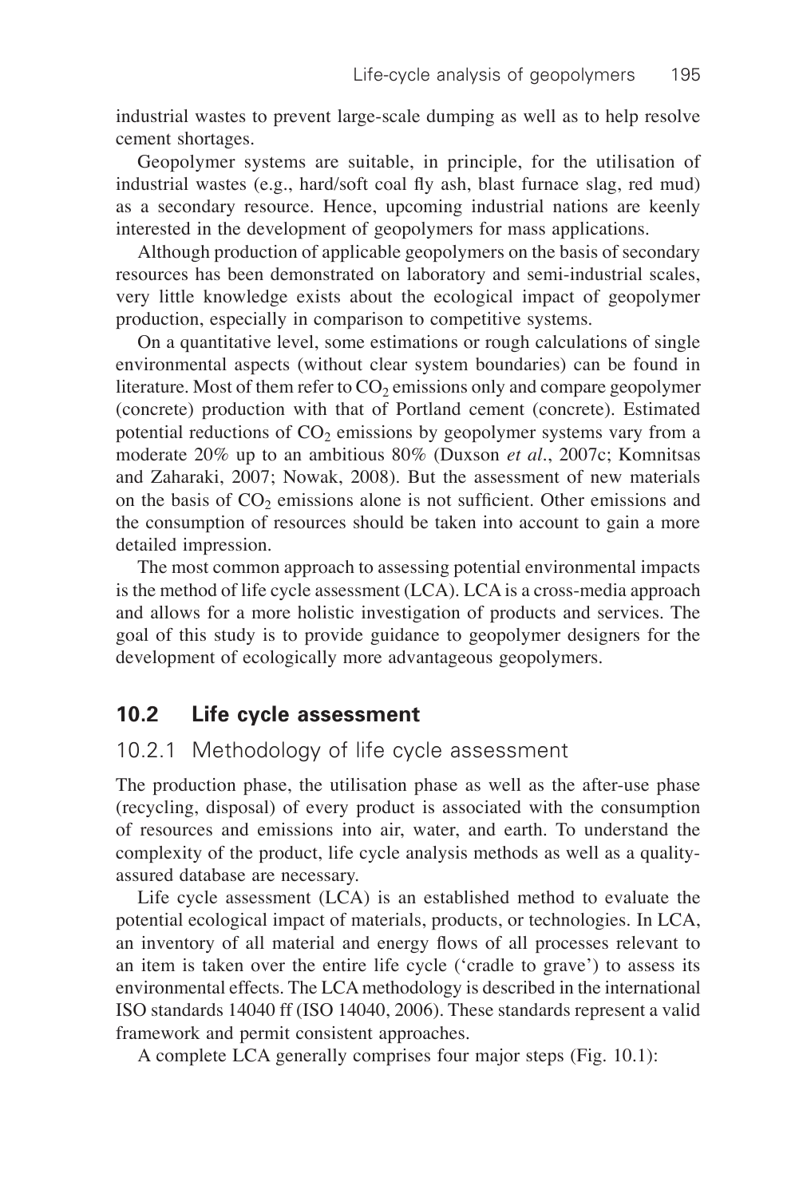industrial wastes to prevent large-scale dumping as well as to help resolve cement shortages.

Geopolymer systems are suitable, in principle, for the utilisation of industrial wastes (e.g., hard/soft coal fly ash, blast furnace slag, red mud) as a secondary resource. Hence, upcoming industrial nations are keenly interested in the development of geopolymers for mass applications.

Although production of applicable geopolymers on the basis of secondary resources has been demonstrated on laboratory and semi-industrial scales, very little knowledge exists about the ecological impact of geopolymer production, especially in comparison to competitive systems.

On a quantitative level, some estimations or rough calculations of single environmental aspects (without clear system boundaries) can be found in literature. Most of them refer to $CO_2$ emissions only and compare geopolymer (concrete) production with that of Portland cement (concrete). Estimated potential reductions of $CO_2$ emissions by geopolymer systems vary from a moderate 20% up to an ambitious 80% (Duxson *et al*., 2007c; Komnitsas and Zaharaki, 2007; Nowak, 2008). But the assessment of new materials on the basis of $CO_2$ emissions alone is not sufficient. Other emissions and the consumption of resources should be taken into account to gain a more detailed impression.

The most common approach to assessing potential environmental impacts is the method of life cycle assessment (LCA). LCA is a cross-media approach and allows for a more holistic investigation of products and services. The goal of this study is to provide guidance to geopolymer designers for the development of ecologically more advantageous geopolymers.

## 10.2 Life cycle assessment

### 10.2.1 Methodology of life cycle assessment

The production phase, the utilisation phase as well as the after-use phase (recycling, disposal) of every product is associated with the consumption of resources and emissions into air, water, and earth. To understand the complexity of the product, life cycle analysis methods as well as a quality-assured database are necessary.

Life cycle assessment (LCA) is an established method to evaluate the potential ecological impact of materials, products, or technologies. In LCA, an inventory of all material and energy flows of all processes relevant to an item is taken over the entire life cycle ('cradle to grave') to assess its environmental effects. The LCA methodology is described in the international ISO standards 14040 ff (ISO 14040, 2006). These standards represent a valid framework and permit consistent approaches.

A complete LCA generally comprises four major steps (Fig. 10.1):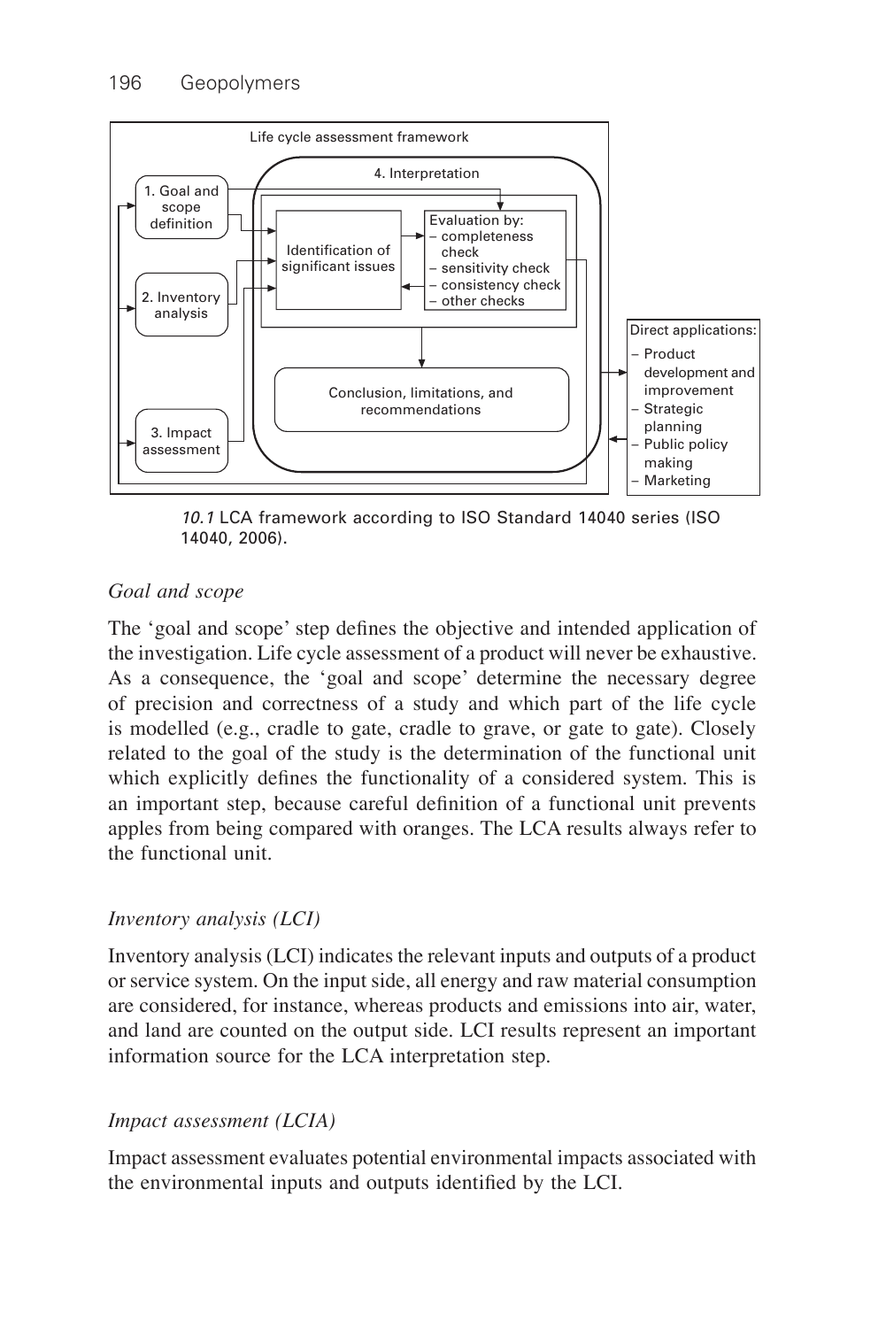*10.1* LCA framework according to ISO Standard 14040 series (ISO 14040, 2006).

### *Goal and scope*

The 'goal and scope' step defines the objective and intended application of the investigation. Life cycle assessment of a product will never be exhaustive. As a consequence, the 'goal and scope' determine the necessary degree of precision and correctness of a study and which part of the life cycle is modelled (e.g., cradle to gate, cradle to grave, or gate to gate). Closely related to the goal of the study is the determination of the functional unit which explicitly defines the functionality of a considered system. This is an important step, because careful definition of a functional unit prevents apples from being compared with oranges. The LCA results always refer to the functional unit.

### *Inventory analysis (LCI)*

Inventory analysis (LCI) indicates the relevant inputs and outputs of a product or service system. On the input side, all energy and raw material consumption are considered, for instance, whereas products and emissions into air, water, and land are counted on the output side. LCI results represent an important information source for the LCA interpretation step.

### *Impact assessment (LCIA)*

Impact assessment evaluates potential environmental impacts associated with the environmental inputs and outputs identified by the LCI.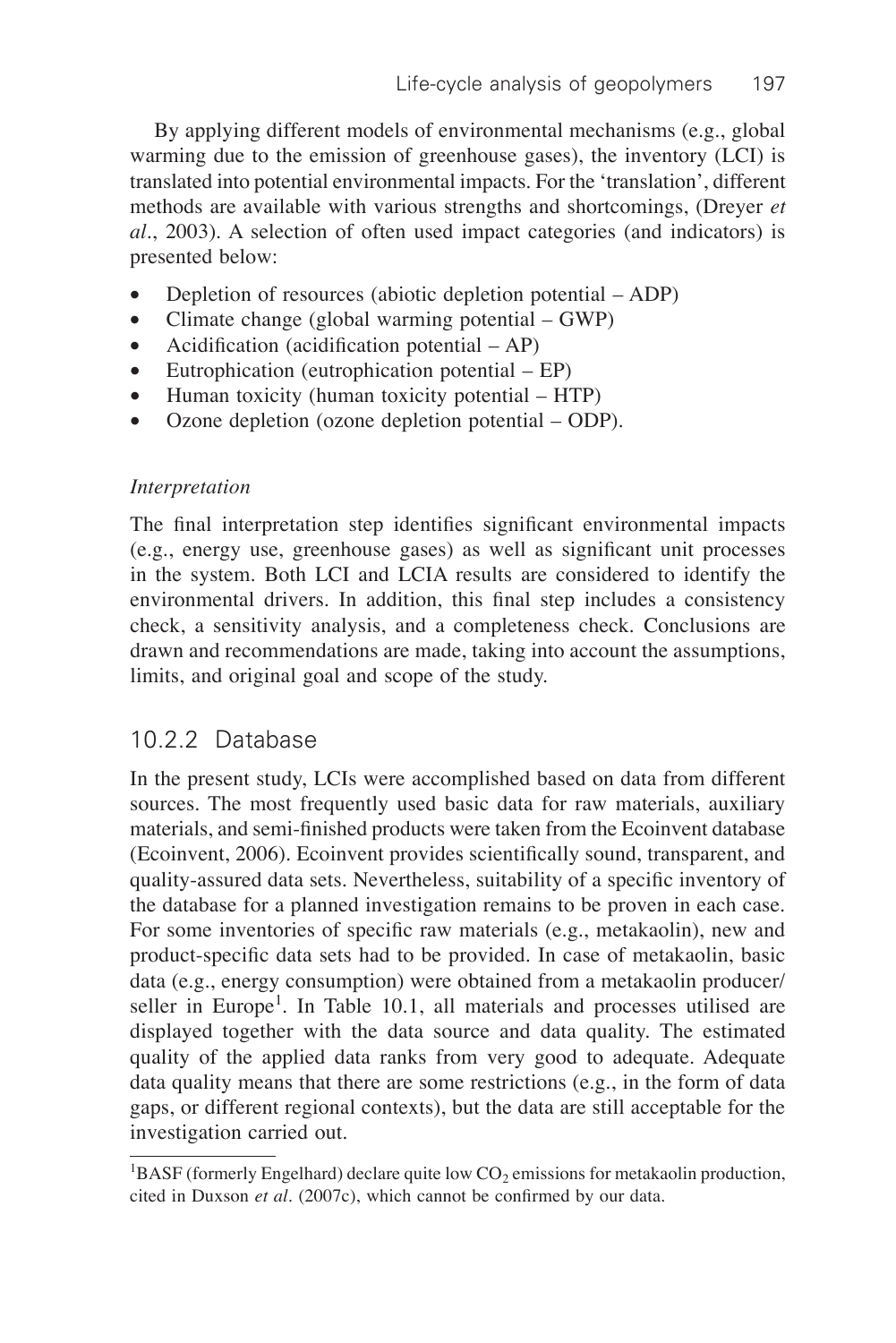By applying different models of environmental mechanisms (e.g., global warming due to the emission of greenhouse gases), the inventory (LCI) is translated into potential environmental impacts. For the 'translation', different methods are available with various strengths and shortcomings, (Dreyer *et al*., 2003). A selection of often used impact categories (and indicators) is presented below:

- Depletion of resources (abiotic depletion potential – ADP)
- Climate change (global warming potential – GWP)
- Acidification (acidification potential – AP)
- Eutrophication (eutrophication potential – EP)
- Human toxicity (human toxicity potential – HTP)
- Ozone depletion (ozone depletion potential – ODP).

*Interpretation*

The final interpretation step identifies significant environmental impacts (e.g., energy use, greenhouse gases) as well as significant unit processes in the system. Both LCI and LCIA results are considered to identify the environmental drivers. In addition, this final step includes a consistency check, a sensitivity analysis, and a completeness check. Conclusions are drawn and recommendations are made, taking into account the assumptions, limits, and original goal and scope of the study.

### 10.2.2 Database

In the present study, LCIs were accomplished based on data from different sources. The most frequently used basic data for raw materials, auxiliary materials, and semi-finished products were taken from the Ecoinvent database (Ecoinvent, 2006). Ecoinvent provides scientifically sound, transparent, and quality-assured data sets. Nevertheless, suitability of a specific inventory of the database for a planned investigation remains to be proven in each case. For some inventories of specific raw materials (e.g., metakaolin), new and product-specific data sets had to be provided. In case of metakaolin, basic data (e.g., energy consumption) were obtained from a metakaolin producer/seller in Europe[1]. In Table 10.1, all materials and processes utilised are displayed together with the data source and data quality. The estimated quality of the applied data ranks from very good to adequate. Adequate data quality means that there are some restrictions (e.g., in the form of data gaps, or different regional contexts), but the data are still acceptable for the investigation carried out.

[1]BASF (formerly Engelhard) declare quite low $CO_2$ emissions for metakaolin production, cited in Duxson *et al*. (2007c), which cannot be confirmed by our data.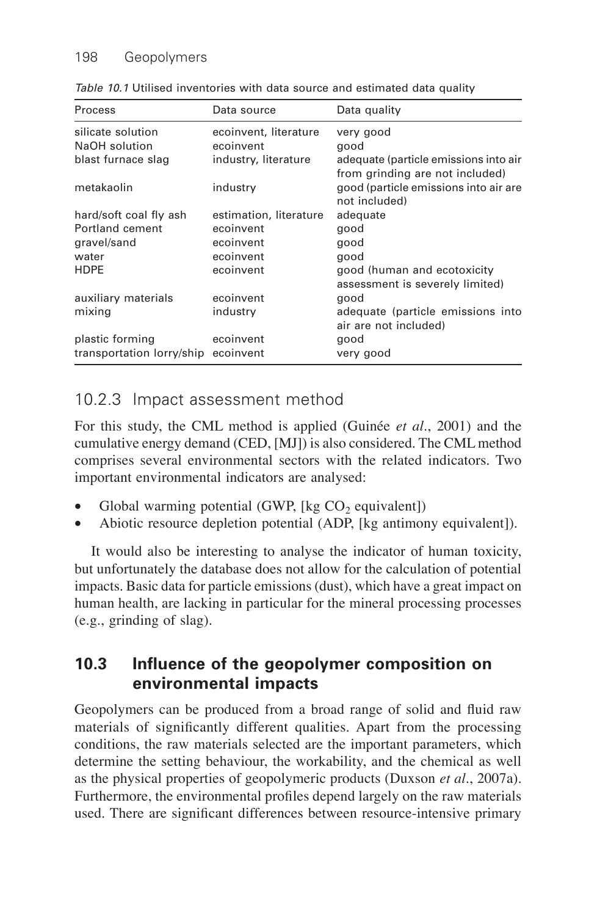*Table 10.1* Utilised inventories with data source and estimated data quality

| Process | Data source | Data quality |
|---|---|---|
| silicate solution | ecoinvent, literature | very good |
| NaOH solution | ecoinvent | good |
| blast furnace slag | industry, literature | adequate (particle emissions into air from grinding are not included) |
| metakaolin | industry | good (particle emissions into air are not included) |
| hard/soft coal fly ash | estimation, literature | adequate |
| Portland cement | ecoinvent | good |
| gravel/sand | ecoinvent | good |
| water | ecoinvent | good |
| HDPE | ecoinvent | good (human and ecotoxicity assessment is severely limited) |
| auxiliary materials | ecoinvent | good |
| mixing | industry | adequate (particle emissions into air are not included) |
| plastic forming | ecoinvent | good |
| transportation lorry/ship | ecoinvent | very good |

### 10.2.3 Impact assessment method

For this study, the CML method is applied (Guinée *et al*., 2001) and the cumulative energy demand (CED, [MJ]) is also considered. The CML method comprises several environmental sectors with the related indicators. Two important environmental indicators are analysed:

- Global warming potential (GWP, [kg $CO_2$ equivalent])
- Abiotic resource depletion potential (ADP, [kg antimony equivalent]).

It would also be interesting to analyse the indicator of human toxicity, but unfortunately the database does not allow for the calculation of potential impacts. Basic data for particle emissions (dust), which have a great impact on human health, are lacking in particular for the mineral processing processes (e.g., grinding of slag).

## 10.3 Influence of the geopolymer composition on environmental impacts

Geopolymers can be produced from a broad range of solid and fluid raw materials of significantly different qualities. Apart from the processing conditions, the raw materials selected are the important parameters, which determine the setting behaviour, the workability, and the chemical as well as the physical properties of geopolymeric products (Duxson *et al*., 2007a). Furthermore, the environmental profiles depend largely on the raw materials used. There are significant differences between resource-intensive primary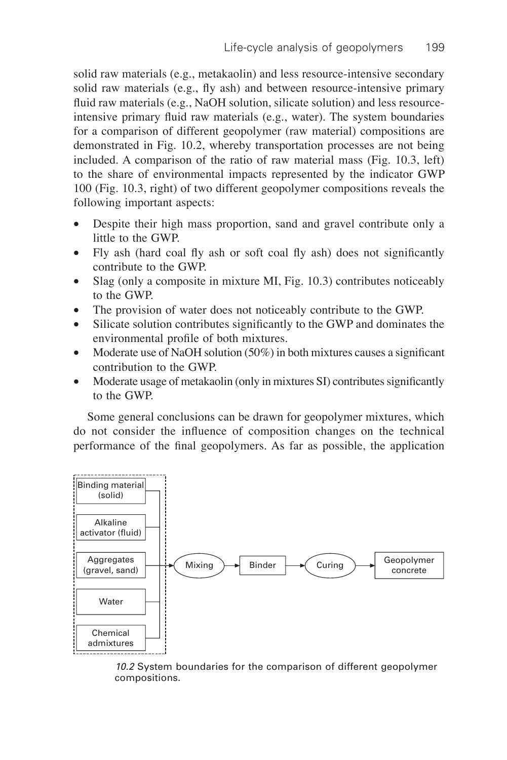solid raw materials (e.g., metakaolin) and less resource-intensive secondary solid raw materials (e.g., fly ash) and between resource-intensive primary fluid raw materials (e.g., NaOH solution, silicate solution) and less resource-intensive primary fluid raw materials (e.g., water). The system boundaries for a comparison of different geopolymer (raw material) compositions are demonstrated in Fig. 10.2, whereby transportation processes are not being included. A comparison of the ratio of raw material mass (Fig. 10.3, left) to the share of environmental impacts represented by the indicator GWP 100 (Fig. 10.3, right) of two different geopolymer compositions reveals the following important aspects:

- Despite their high mass proportion, sand and gravel contribute only a little to the GWP.
- Fly ash (hard coal fly ash or soft coal fly ash) does not significantly contribute to the GWP.
- Slag (only a composite in mixture MI, Fig. 10.3) contributes noticeably to the GWP.
- The provision of water does not noticeably contribute to the GWP.
- Silicate solution contributes significantly to the GWP and dominates the environmental profile of both mixtures.
- Moderate use of NaOH solution (50%) in both mixtures causes a significant contribution to the GWP.
- Moderate usage of metakaolin (only in mixtures SI) contributes significantly to the GWP.

Some general conclusions can be drawn for geopolymer mixtures, which do not consider the influence of composition changes on the technical performance of the final geopolymers. As far as possible, the application

Binding material (solid)

Alkaline activator (fluid)

Aggregates (gravel, sand)

Water

Chemical admixtures

Mixing → Binder → Curing → Geopolymer concrete

*10.2* System boundaries for the comparison of different geopolymer compositions.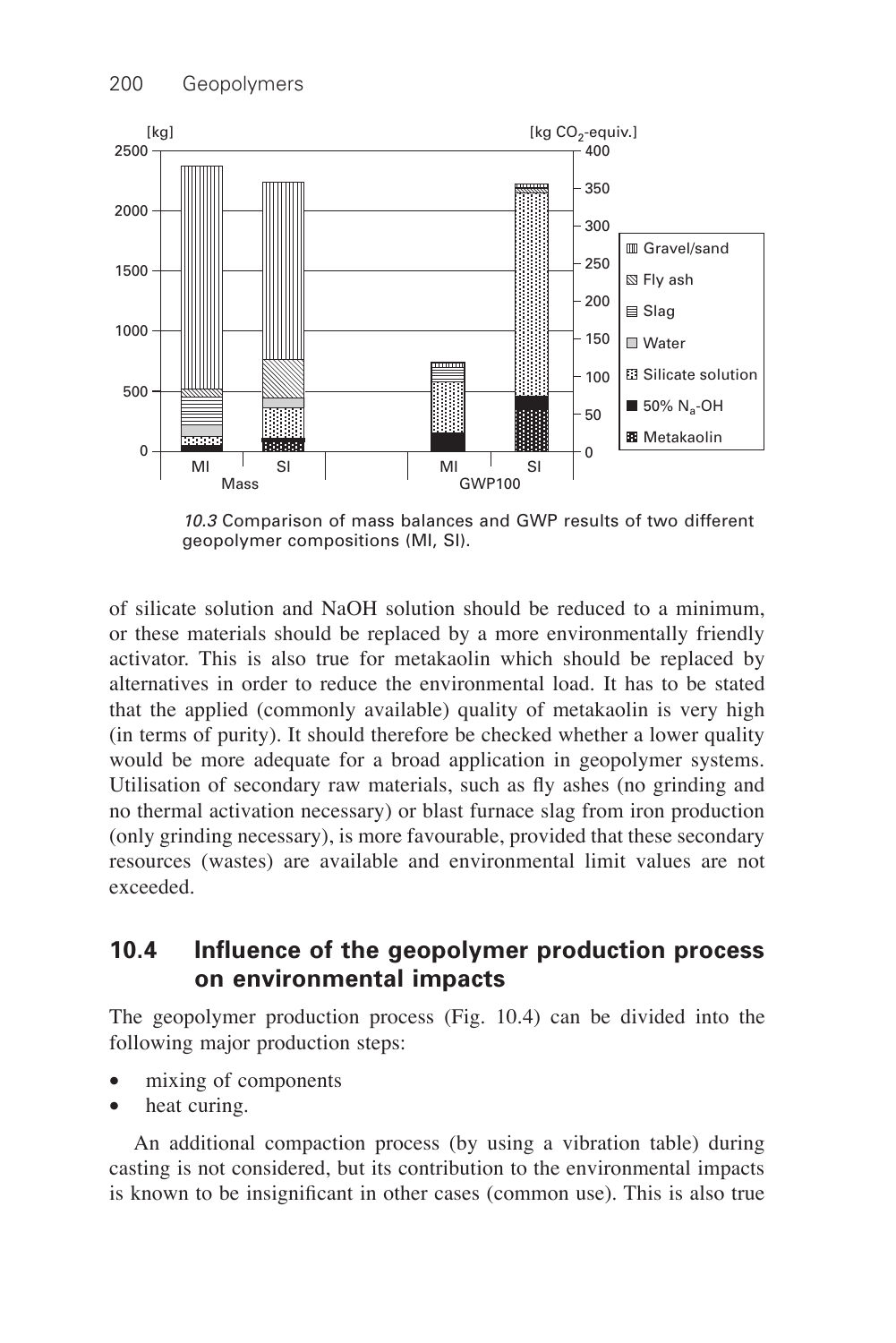10.3 Comparison of mass balances and GWP results of two different geopolymer compositions (MI, SI).

of silicate solution and NaOH solution should be reduced to a minimum, or these materials should be replaced by a more environmentally friendly activator. This is also true for metakaolin which should be replaced by alternatives in order to reduce the environmental load. It has to be stated that the applied (commonly available) quality of metakaolin is very high (in terms of purity). It should therefore be checked whether a lower quality would be more adequate for a broad application in geopolymer systems. Utilisation of secondary raw materials, such as fly ashes (no grinding and no thermal activation necessary) or blast furnace slag from iron production (only grinding necessary), is more favourable, provided that these secondary resources (wastes) are available and environmental limit values are not exceeded.

## 10.4 Influence of the geopolymer production process on environmental impacts

The geopolymer production process (Fig. 10.4) can be divided into the following major production steps:

- mixing of components
- heat curing.

An additional compaction process (by using a vibration table) during casting is not considered, but its contribution to the environmental impacts is known to be insignificant in other cases (common use). This is also true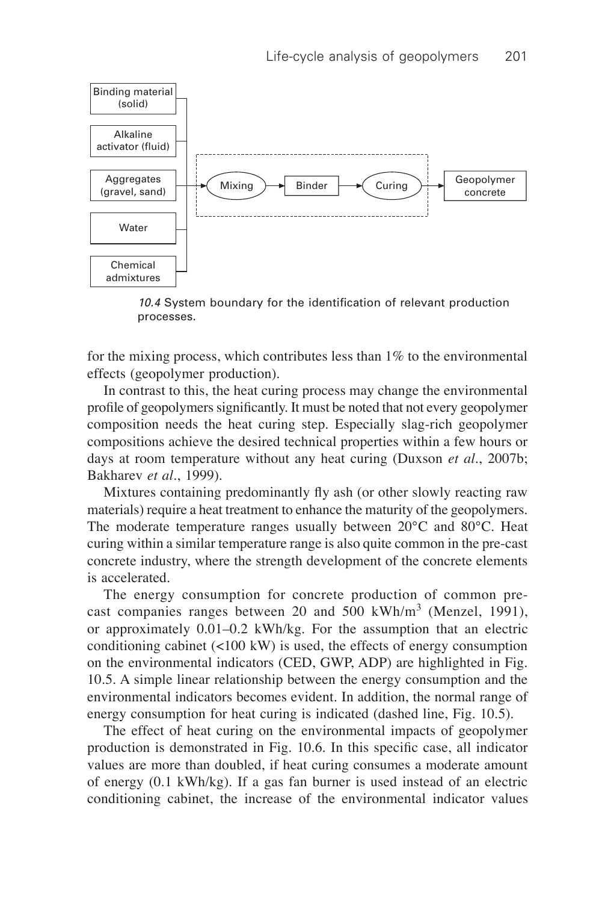10.4 System boundary for the identification of relevant production processes.

for the mixing process, which contributes less than 1% to the environmental effects (geopolymer production).

In contrast to this, the heat curing process may change the environmental profile of geopolymers significantly. It must be noted that not every geopolymer composition needs the heat curing step. Especially slag-rich geopolymer compositions achieve the desired technical properties within a few hours or days at room temperature without any heat curing (Duxson *et al*., 2007b; Bakharev *et al*., 1999).

Mixtures containing predominantly fly ash (or other slowly reacting raw materials) require a heat treatment to enhance the maturity of the geopolymers. The moderate temperature ranges usually between 20°C and 80°C. Heat curing within a similar temperature range is also quite common in the pre-cast concrete industry, where the strength development of the concrete elements is accelerated.

The energy consumption for concrete production of common pre-cast companies ranges between 20 and 500 $kWh/m^3$ (Menzel, 1991), or approximately 0.01–0.2 kWh/kg. For the assumption that an electric conditioning cabinet (<100 kW) is used, the effects of energy consumption on the environmental indicators (CED, GWP, ADP) are highlighted in Fig. 10.5. A simple linear relationship between the energy consumption and the environmental indicators becomes evident. In addition, the normal range of energy consumption for heat curing is indicated (dashed line, Fig. 10.5).

The effect of heat curing on the environmental impacts of geopolymer production is demonstrated in Fig. 10.6. In this specific case, all indicator values are more than doubled, if heat curing consumes a moderate amount of energy (0.1 kWh/kg). If a gas fan burner is used instead of an electric conditioning cabinet, the increase of the environmental indicator values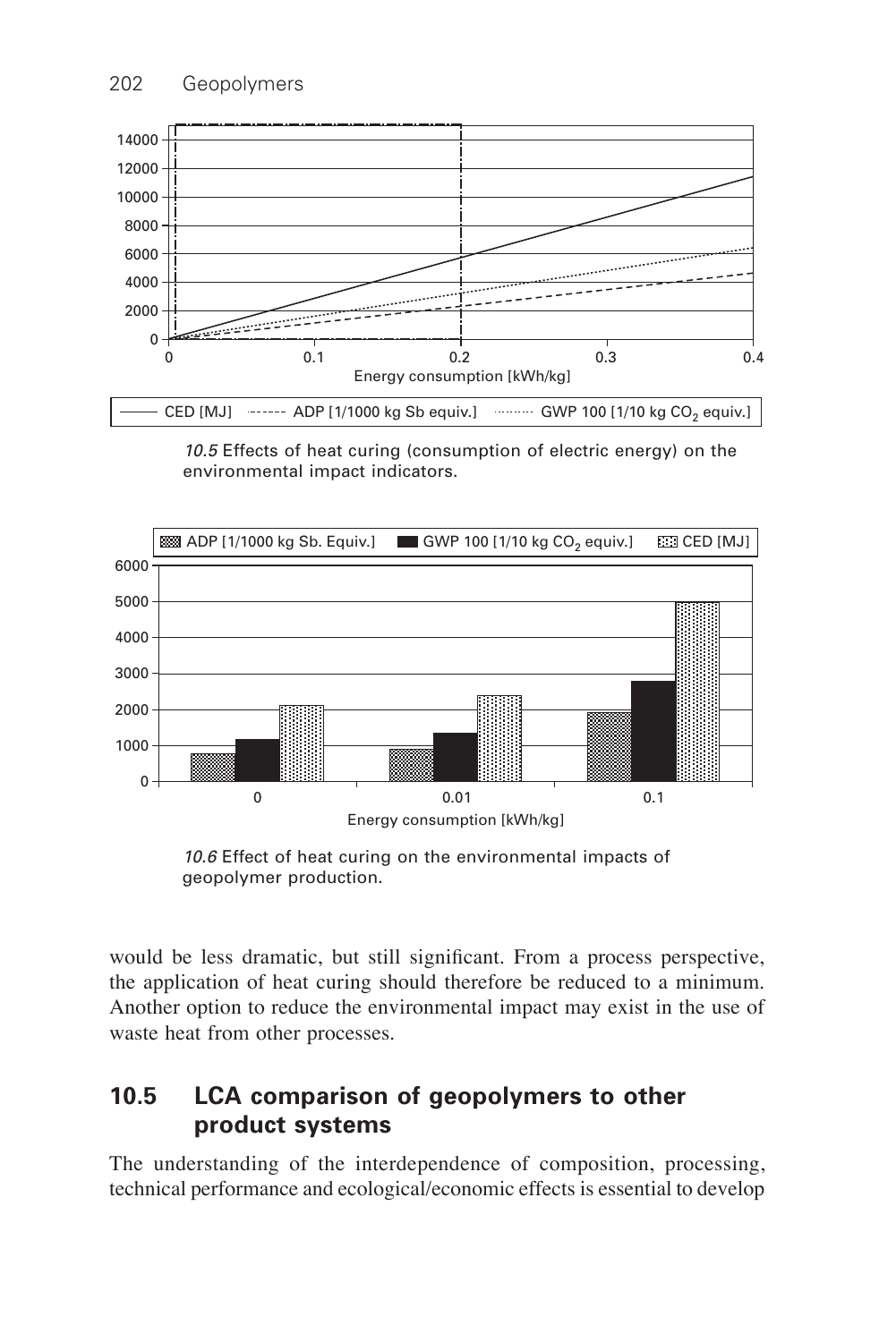10.5 Effects of heat curing (consumption of electric energy) on the environmental impact indicators.

10.6 Effect of heat curing on the environmental impacts of geopolymer production.

would be less dramatic, but still significant. From a process perspective, the application of heat curing should therefore be reduced to a minimum. Another option to reduce the environmental impact may exist in the use of waste heat from other processes.

## 10.5 LCA comparison of geopolymers to other product systems

The understanding of the interdependence of composition, processing, technical performance and ecological/economic effects is essential to develop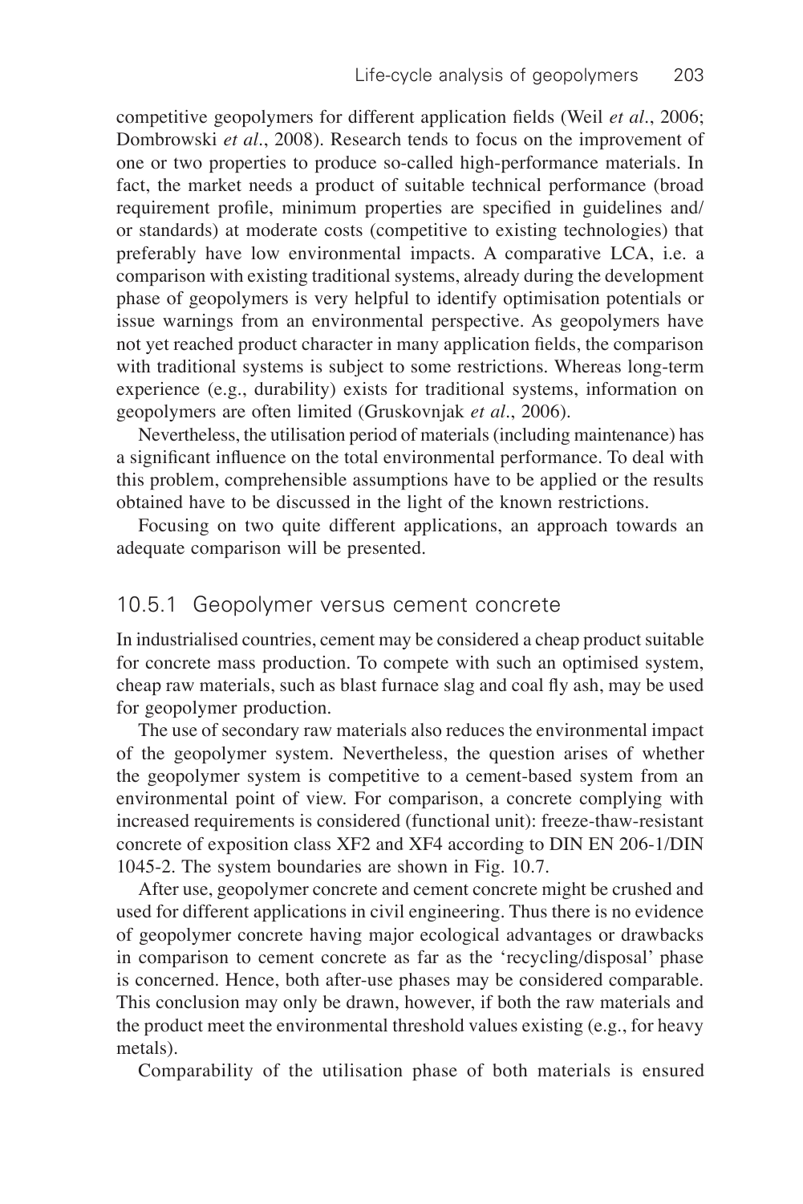competitive geopolymers for different application fields (Weil *et al*., 2006; Dombrowski *et al*., 2008). Research tends to focus on the improvement of one or two properties to produce so-called high-performance materials. In fact, the market needs a product of suitable technical performance (broad requirement profile, minimum properties are specified in guidelines and/ or standards) at moderate costs (competitive to existing technologies) that preferably have low environmental impacts. A comparative LCA, i.e. a comparison with existing traditional systems, already during the development phase of geopolymers is very helpful to identify optimisation potentials or issue warnings from an environmental perspective. As geopolymers have not yet reached product character in many application fields, the comparison with traditional systems is subject to some restrictions. Whereas long-term experience (e.g., durability) exists for traditional systems, information on geopolymers are often limited (Gruskovnjak *et al*., 2006).

Nevertheless, the utilisation period of materials (including maintenance) has a significant influence on the total environmental performance. To deal with this problem, comprehensible assumptions have to be applied or the results obtained have to be discussed in the light of the known restrictions.

Focusing on two quite different applications, an approach towards an adequate comparison will be presented.

### 10.5.1 Geopolymer versus cement concrete

In industrialised countries, cement may be considered a cheap product suitable for concrete mass production. To compete with such an optimised system, cheap raw materials, such as blast furnace slag and coal fly ash, may be used for geopolymer production.

The use of secondary raw materials also reduces the environmental impact of the geopolymer system. Nevertheless, the question arises of whether the geopolymer system is competitive to a cement-based system from an environmental point of view. For comparison, a concrete complying with increased requirements is considered (functional unit): freeze-thaw-resistant concrete of exposition class XF2 and XF4 according to DIN EN 206-1/DIN 1045-2. The system boundaries are shown in Fig. 10.7.

After use, geopolymer concrete and cement concrete might be crushed and used for different applications in civil engineering. Thus there is no evidence of geopolymer concrete having major ecological advantages or drawbacks in comparison to cement concrete as far as the 'recycling/disposal' phase is concerned. Hence, both after-use phases may be considered comparable. This conclusion may only be drawn, however, if both the raw materials and the product meet the environmental threshold values existing (e.g., for heavy metals).

Comparability of the utilisation phase of both materials is ensured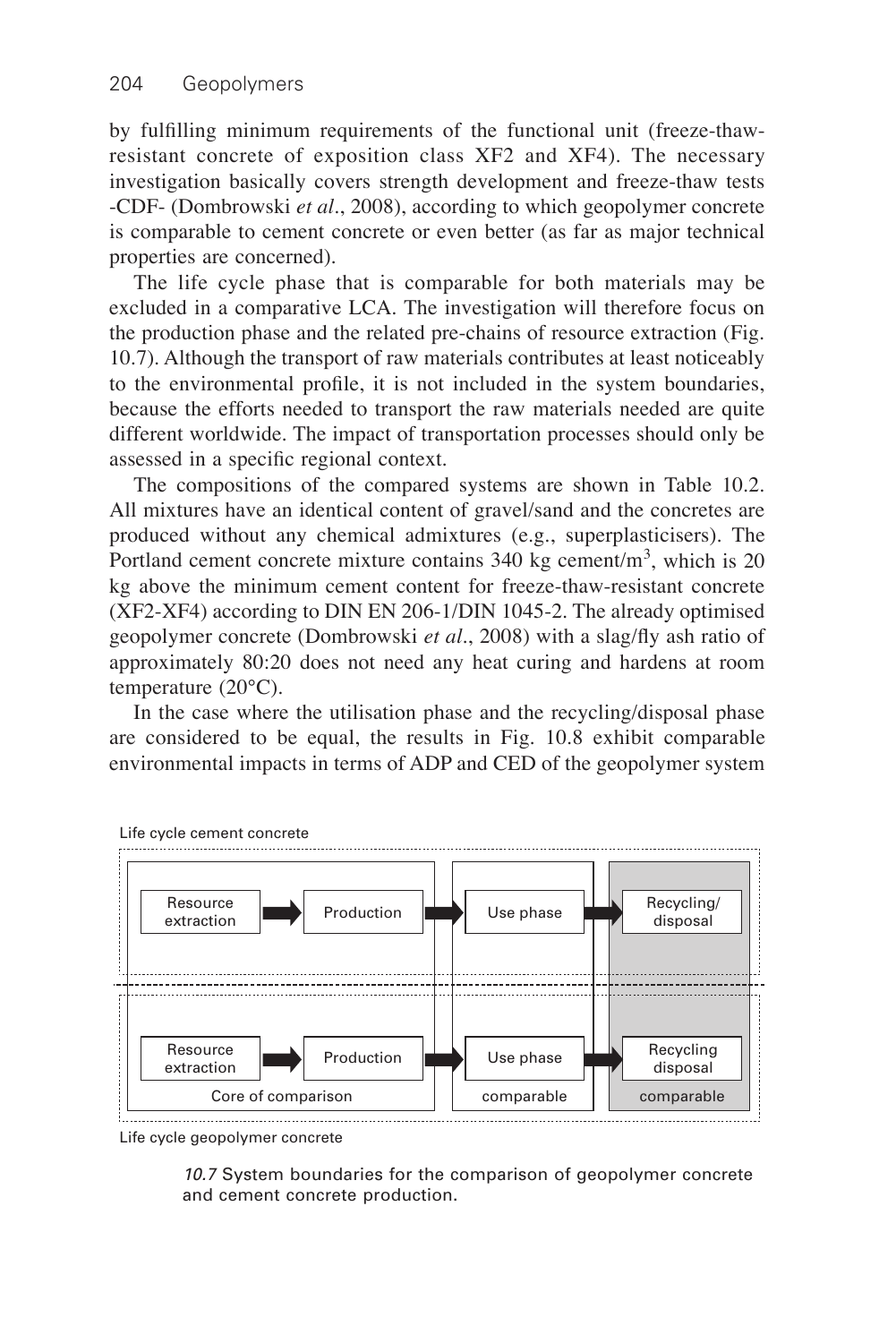by fulfilling minimum requirements of the functional unit (freeze-thaw-resistant concrete of exposition class XF2 and XF4). The necessary investigation basically covers strength development and freeze-thaw tests -CDF- (Dombrowski *et al*., 2008), according to which geopolymer concrete is comparable to cement concrete or even better (as far as major technical properties are concerned).

The life cycle phase that is comparable for both materials may be excluded in a comparative LCA. The investigation will therefore focus on the production phase and the related pre-chains of resource extraction (Fig. 10.7). Although the transport of raw materials contributes at least noticeably to the environmental profile, it is not included in the system boundaries, because the efforts needed to transport the raw materials needed are quite different worldwide. The impact of transportation processes should only be assessed in a specific regional context.

The compositions of the compared systems are shown in Table 10.2. All mixtures have an identical content of gravel/sand and the concretes are produced without any chemical admixtures (e.g., superplasticisers). The Portland cement concrete mixture contains 340 kg cement/m$^3$, which is 20 kg above the minimum cement content for freeze-thaw-resistant concrete (XF2-XF4) according to DIN EN 206-1/DIN 1045-2. The already optimised geopolymer concrete (Dombrowski *et al*., 2008) with a slag/fly ash ratio of approximately 80:20 does not need any heat curing and hardens at room temperature (20°C).

In the case where the utilisation phase and the recycling/disposal phase are considered to be equal, the results in Fig. 10.8 exhibit comparable environmental impacts in terms of ADP and CED of the geopolymer system

Life cycle cement concrete

Resource extraction → Production → Use phase → Recycling/disposal

Resource extraction → Production → Use phase → Recycling disposal

Core of comparison | comparable | comparable

Life cycle geopolymer concrete

*10.7* System boundaries for the comparison of geopolymer concrete and cement concrete production.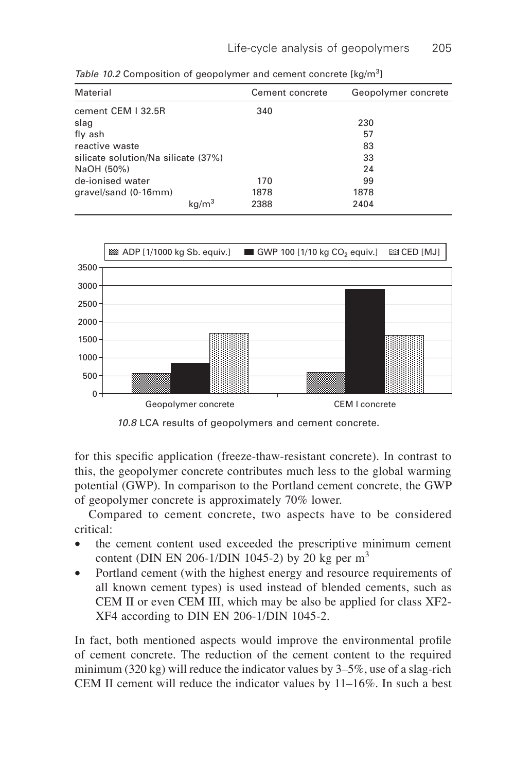*Table 10.2* Composition of geopolymer and cement concrete [kg/m$^3$]

| Material | Cement concrete | Geopolymer concrete |
|---|---|---|
| cement CEM I 32.5R | 340 | |
| slag | | 230 |
| fly ash | | 57 |
| reactive waste | | 83 |
| silicate solution/Na silicate (37%) | | 33 |
| NaOH (50%) | | 24 |
| de-ionised water | 170 | 99 |
| gravel/sand (0-16mm) | 1878 | 1878 |
| kg/m$^3$ | 2388 | 2404 |

*10.8* LCA results of geopolymers and cement concrete.

for this specific application (freeze-thaw-resistant concrete). In contrast to this, the geopolymer concrete contributes much less to the global warming potential (GWP). In comparison to the Portland cement concrete, the GWP of geopolymer concrete is approximately 70% lower.

Compared to cement concrete, two aspects have to be considered critical:

- the cement content used exceeded the prescriptive minimum cement content (DIN EN 206-1/DIN 1045-2) by 20 kg per m$^3$
- Portland cement (with the highest energy and resource requirements of all known cement types) is used instead of blended cements, such as CEM II or even CEM III, which may be also be applied for class XF2-XF4 according to DIN EN 206-1/DIN 1045-2.

In fact, both mentioned aspects would improve the environmental profile of cement concrete. The reduction of the cement content to the required minimum (320 kg) will reduce the indicator values by 3–5%, use of a slag-rich CEM II cement will reduce the indicator values by 11–16%. In such a best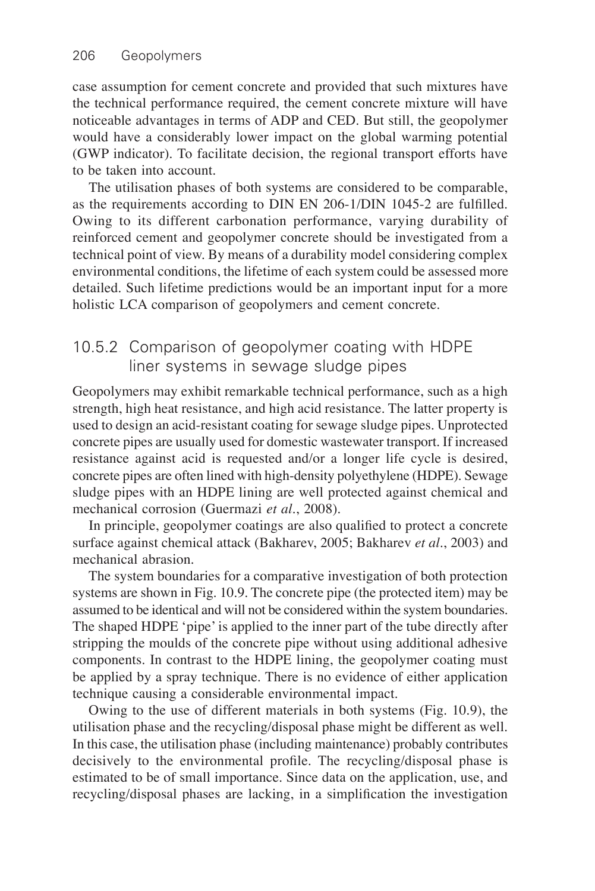case assumption for cement concrete and provided that such mixtures have the technical performance required, the cement concrete mixture will have noticeable advantages in terms of ADP and CED. But still, the geopolymer would have a considerably lower impact on the global warming potential (GWP indicator). To facilitate decision, the regional transport efforts have to be taken into account.

The utilisation phases of both systems are considered to be comparable, as the requirements according to DIN EN 206-1/DIN 1045-2 are fulfilled. Owing to its different carbonation performance, varying durability of reinforced cement and geopolymer concrete should be investigated from a technical point of view. By means of a durability model considering complex environmental conditions, the lifetime of each system could be assessed more detailed. Such lifetime predictions would be an important input for a more holistic LCA comparison of geopolymers and cement concrete.

### 10.5.2 Comparison of geopolymer coating with HDPE liner systems in sewage sludge pipes

Geopolymers may exhibit remarkable technical performance, such as a high strength, high heat resistance, and high acid resistance. The latter property is used to design an acid-resistant coating for sewage sludge pipes. Unprotected concrete pipes are usually used for domestic wastewater transport. If increased resistance against acid is requested and/or a longer life cycle is desired, concrete pipes are often lined with high-density polyethylene (HDPE). Sewage sludge pipes with an HDPE lining are well protected against chemical and mechanical corrosion (Guermazi *et al.*, 2008).

In principle, geopolymer coatings are also qualified to protect a concrete surface against chemical attack (Bakharev, 2005; Bakharev *et al.*, 2003) and mechanical abrasion.

The system boundaries for a comparative investigation of both protection systems are shown in Fig. 10.9. The concrete pipe (the protected item) may be assumed to be identical and will not be considered within the system boundaries. The shaped HDPE 'pipe' is applied to the inner part of the tube directly after stripping the moulds of the concrete pipe without using additional adhesive components. In contrast to the HDPE lining, the geopolymer coating must be applied by a spray technique. There is no evidence of either application technique causing a considerable environmental impact.

Owing to the use of different materials in both systems (Fig. 10.9), the utilisation phase and the recycling/disposal phase might be different as well. In this case, the utilisation phase (including maintenance) probably contributes decisively to the environmental profile. The recycling/disposal phase is estimated to be of small importance. Since data on the application, use, and recycling/disposal phases are lacking, in a simplification the investigation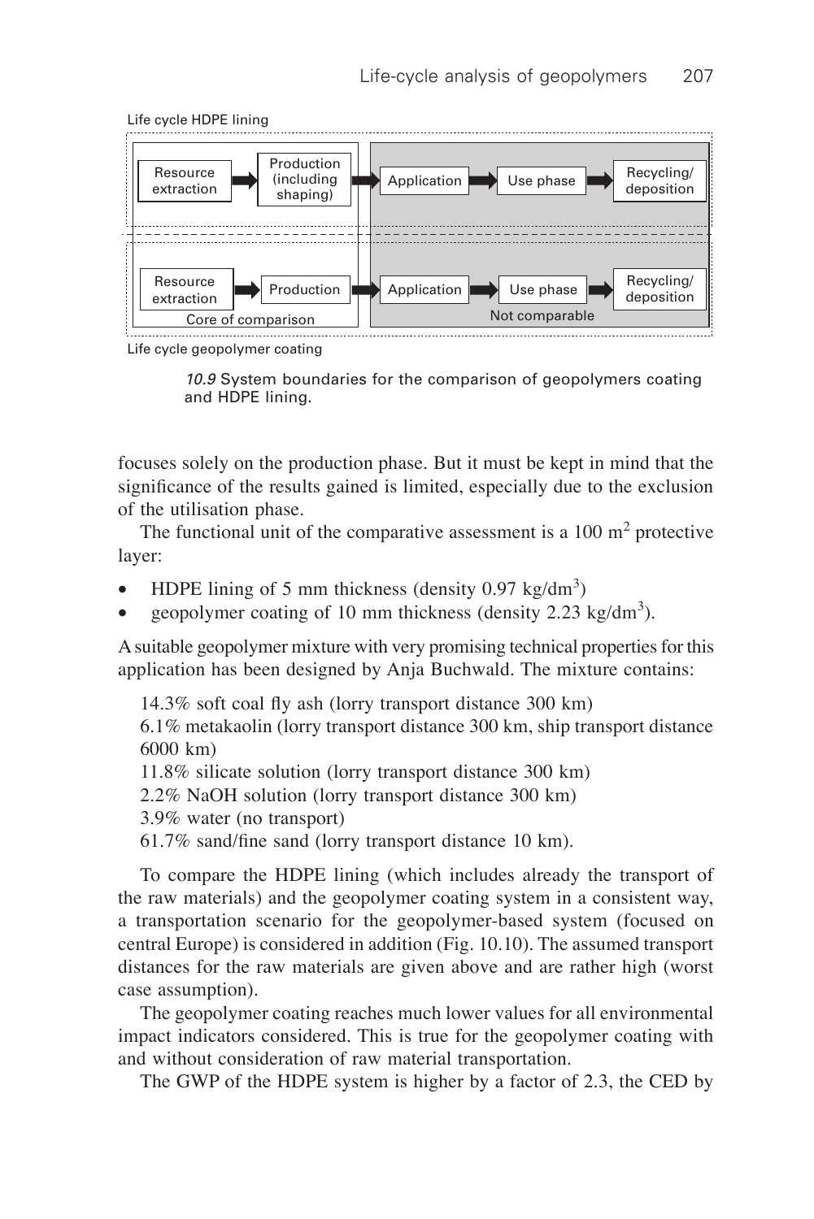Life cycle HDPE lining

| Resource extraction | Production (including shaping) | Application | Use phase | Recycling/ deposition |
|---|---|---|---|---|
| Resource extraction | Production | Application | Use phase | Recycling/ deposition |
| Core of comparison | | Not comparable | | |

Life cycle geopolymer coating

*10.9* System boundaries for the comparison of geopolymers coating and HDPE lining.

focuses solely on the production phase. But it must be kept in mind that the significance of the results gained is limited, especially due to the exclusion of the utilisation phase.

The functional unit of the comparative assessment is a 100 $m^2$ protective layer:

- HDPE lining of 5 mm thickness (density 0.97 $kg/dm^3$)
- geopolymer coating of 10 mm thickness (density 2.23 $kg/dm^3$).

A suitable geopolymer mixture with very promising technical properties for this application has been designed by Anja Buchwald. The mixture contains:

14.3% soft coal fly ash (lorry transport distance 300 km)
6.1% metakaolin (lorry transport distance 300 km, ship transport distance 6000 km)
11.8% silicate solution (lorry transport distance 300 km)
2.2% NaOH solution (lorry transport distance 300 km)
3.9% water (no transport)
61.7% sand/fine sand (lorry transport distance 10 km).

To compare the HDPE lining (which includes already the transport of the raw materials) and the geopolymer coating system in a consistent way, a transportation scenario for the geopolymer-based system (focused on central Europe) is considered in addition (Fig. 10.10). The assumed transport distances for the raw materials are given above and are rather high (worst case assumption).

The geopolymer coating reaches much lower values for all environmental impact indicators considered. This is true for the geopolymer coating with and without consideration of raw material transportation.

The GWP of the HDPE system is higher by a factor of 2.3, the CED by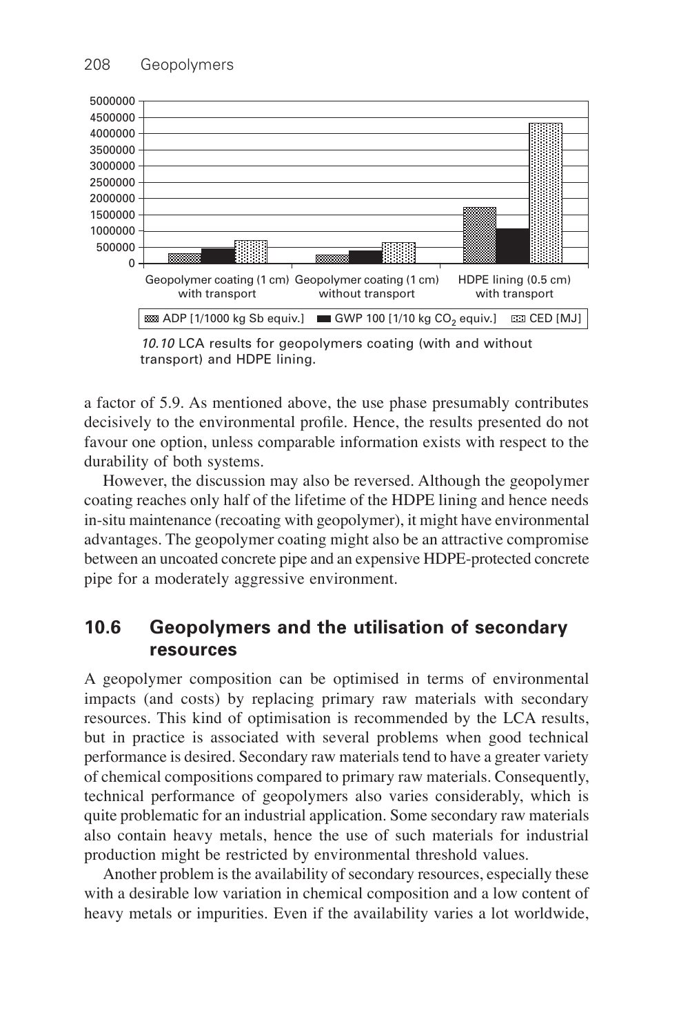*10.10* LCA results for geopolymers coating (with and without transport) and HDPE lining.

a factor of 5.9. As mentioned above, the use phase presumably contributes decisively to the environmental profile. Hence, the results presented do not favour one option, unless comparable information exists with respect to the durability of both systems.

However, the discussion may also be reversed. Although the geopolymer coating reaches only half of the lifetime of the HDPE lining and hence needs in-situ maintenance (recoating with geopolymer), it might have environmental advantages. The geopolymer coating might also be an attractive compromise between an uncoated concrete pipe and an expensive HDPE-protected concrete pipe for a moderately aggressive environment.

## 10.6 Geopolymers and the utilisation of secondary resources

A geopolymer composition can be optimised in terms of environmental impacts (and costs) by replacing primary raw materials with secondary resources. This kind of optimisation is recommended by the LCA results, but in practice is associated with several problems when good technical performance is desired. Secondary raw materials tend to have a greater variety of chemical compositions compared to primary raw materials. Consequently, technical performance of geopolymers also varies considerably, which is quite problematic for an industrial application. Some secondary raw materials also contain heavy metals, hence the use of such materials for industrial production might be restricted by environmental threshold values.

Another problem is the availability of secondary resources, especially these with a desirable low variation in chemical composition and a low content of heavy metals or impurities. Even if the availability varies a lot worldwide,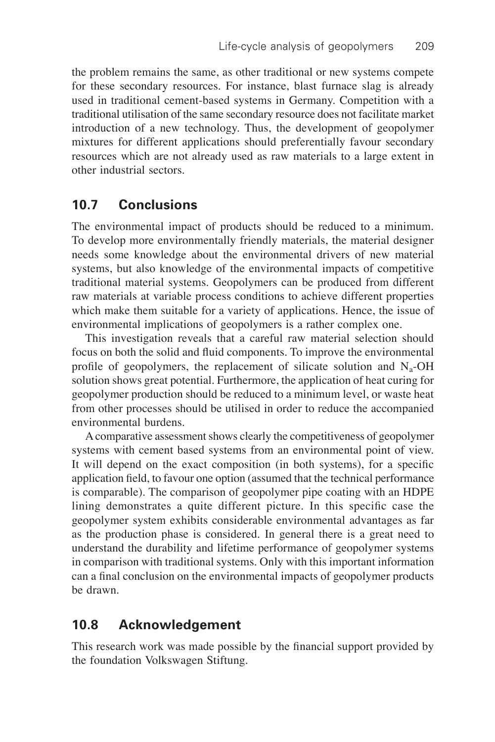the problem remains the same, as other traditional or new systems compete for these secondary resources. For instance, blast furnace slag is already used in traditional cement-based systems in Germany. Competition with a traditional utilisation of the same secondary resource does not facilitate market introduction of a new technology. Thus, the development of geopolymer mixtures for different applications should preferentially favour secondary resources which are not already used as raw materials to a large extent in other industrial sectors.

## 10.7 Conclusions

The environmental impact of products should be reduced to a minimum. To develop more environmentally friendly materials, the material designer needs some knowledge about the environmental drivers of new material systems, but also knowledge of the environmental impacts of competitive traditional material systems. Geopolymers can be produced from different raw materials at variable process conditions to achieve different properties which make them suitable for a variety of applications. Hence, the issue of environmental implications of geopolymers is a rather complex one.

This investigation reveals that a careful raw material selection should focus on both the solid and fluid components. To improve the environmental profile of geopolymers, the replacement of silicate solution and $N_a$-OH solution shows great potential. Furthermore, the application of heat curing for geopolymer production should be reduced to a minimum level, or waste heat from other processes should be utilised in order to reduce the accompanied environmental burdens.

A comparative assessment shows clearly the competitiveness of geopolymer systems with cement based systems from an environmental point of view. It will depend on the exact composition (in both systems), for a specific application field, to favour one option (assumed that the technical performance is comparable). The comparison of geopolymer pipe coating with an HDPE lining demonstrates a quite different picture. In this specific case the geopolymer system exhibits considerable environmental advantages as far as the production phase is considered. In general there is a great need to understand the durability and lifetime performance of geopolymer systems in comparison with traditional systems. Only with this important information can a final conclusion on the environmental impacts of geopolymer products be drawn.

## 10.8 Acknowledgement

This research work was made possible by the financial support provided by the foundation Volkswagen Stiftung.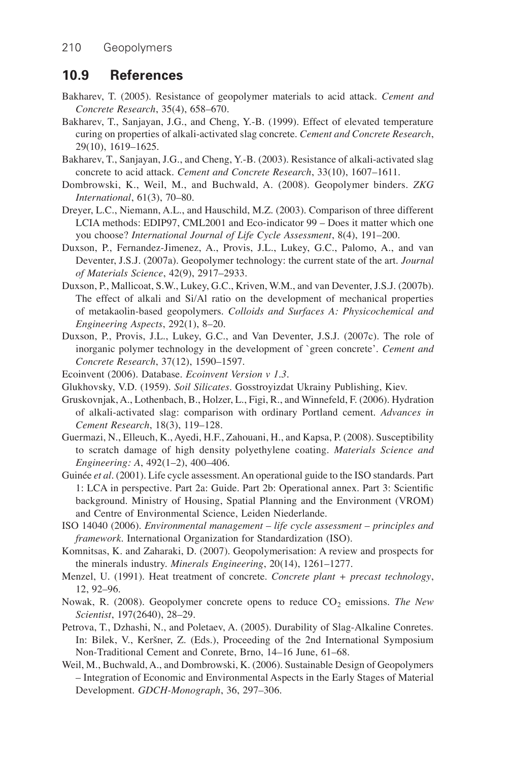## 10.9 References

Bakharev, T. (2005). Resistance of geopolymer materials to acid attack. *Cement and Concrete Research*, 35(4), 658–670.

Bakharev, T., Sanjayan, J.G., and Cheng, Y.-B. (1999). Effect of elevated temperature curing on properties of alkali-activated slag concrete. *Cement and Concrete Research*, 29(10), 1619–1625.

Bakharev, T., Sanjayan, J.G., and Cheng, Y.-B. (2003). Resistance of alkali-activated slag concrete to acid attack. *Cement and Concrete Research*, 33(10), 1607–1611.

Dombrowski, K., Weil, M., and Buchwald, A. (2008). Geopolymer binders. *ZKG International*, 61(3), 70–80.

Dreyer, L.C., Niemann, A.L., and Hauschild, M.Z. (2003). Comparison of three different LCIA methods: EDIP97, CML2001 and Eco-indicator 99 – Does it matter which one you choose? *International Journal of Life Cycle Assessment*, 8(4), 191–200.

Duxson, P., Fernandez-Jimenez, A., Provis, J.L., Lukey, G.C., Palomo, A., and van Deventer, J.S.J. (2007a). Geopolymer technology: the current state of the art. *Journal of Materials Science*, 42(9), 2917–2933.

Duxson, P., Mallicoat, S.W., Lukey, G.C., Kriven, W.M., and van Deventer, J.S.J. (2007b). The effect of alkali and Si/Al ratio on the development of mechanical properties of metakaolin-based geopolymers. *Colloids and Surfaces A: Physicochemical and Engineering Aspects*, 292(1), 8–20.

Duxson, P., Provis, J.L., Lukey, G.C., and Van Deventer, J.S.J. (2007c). The role of inorganic polymer technology in the development of `green concrete'. *Cement and Concrete Research*, 37(12), 1590–1597.

Ecoinvent (2006). Database. *Ecoinvent Version v 1.3*.

Glukhovsky, V.D. (1959). *Soil Silicates*. Gosstroyizdat Ukrainy Publishing, Kiev.

Gruskovnjak, A., Lothenbach, B., Holzer, L., Figi, R., and Winnefeld, F. (2006). Hydration of alkali-activated slag: comparison with ordinary Portland cement. *Advances in Cement Research*, 18(3), 119–128.

Guermazi, N., Elleuch, K., Ayedi, H.F., Zahouani, H., and Kapsa, P. (2008). Susceptibility to scratch damage of high density polyethylene coating. *Materials Science and Engineering: A*, 492(1–2), 400–406.

Guinée *et al*. (2001). Life cycle assessment. An operational guide to the ISO standards. Part 1: LCA in perspective. Part 2a: Guide. Part 2b: Operational annex. Part 3: Scientific background. Ministry of Housing, Spatial Planning and the Environment (VROM) and Centre of Environmental Science, Leiden Niederlande.

ISO 14040 (2006). *Environmental management – life cycle assessment – principles and framework*. International Organization for Standardization (ISO).

Komnitsas, K. and Zaharaki, D. (2007). Geopolymerisation: A review and prospects for the minerals industry. *Minerals Engineering*, 20(14), 1261–1277.

Menzel, U. (1991). Heat treatment of concrete. *Concrete plant + precast technology*, 12, 92–96.

Nowak, R. (2008). Geopolymer concrete opens to reduce $CO_2$ emissions. *The New Scientist*, 197(2640), 28–29.

Petrova, T., Dzhashi, N., and Poletaev, A. (2005). Durability of Slag-Alkaline Conretes. In: Bilek, V., Keršner, Z. (Eds.), Proceeding of the 2nd International Symposium Non-Traditional Cement and Conrete, Brno, 14–16 June, 61–68.

Weil, M., Buchwald, A., and Dombrowski, K. (2006). Sustainable Design of Geopolymers – Integration of Economic and Environmental Aspects in the Early Stages of Material Development. *GDCH-Monograph*, 36, 297–306.